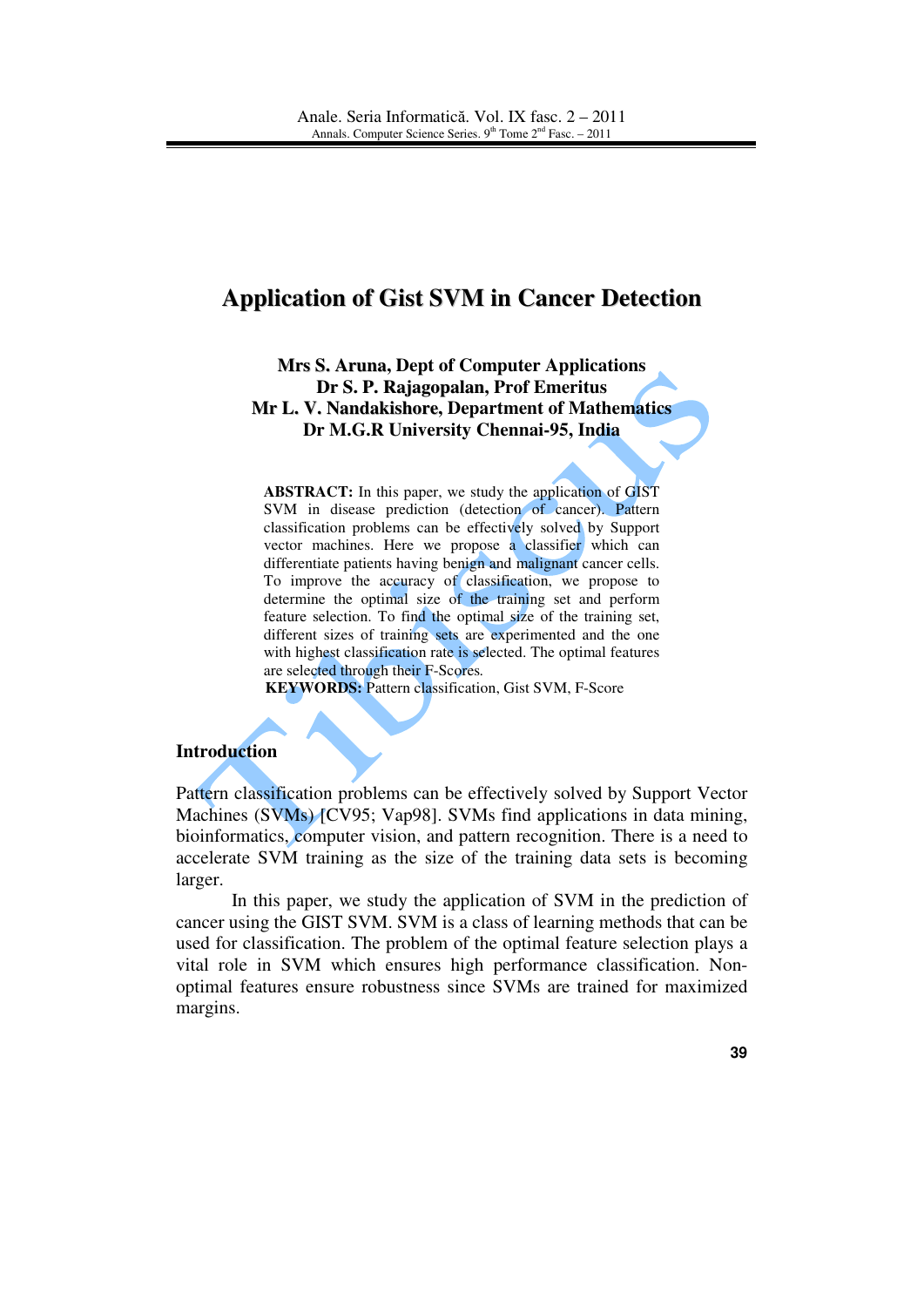# Application of Gist SVM in Cancer Detection

**Mrs S. Aruna, Dept of Computer Applications**
**Dr S. P. Rajagopalan, Prof Emeritus**
**Mr L. V. Nandakishore, Department of Mathematics**
**Dr M.G.R University Chennai-95, India**

**ABSTRACT:** In this paper, we study the application of GIST SVM in disease prediction (detection of cancer). Pattern classification problems can be effectively solved by Support vector machines. Here we propose a classifier which can differentiate patients having benign and malignant cancer cells. To improve the accuracy of classification, we propose to determine the optimal size of the training set and perform feature selection. To find the optimal size of the training set, different sizes of training sets are experimented and the one with highest classification rate is selected. The optimal features are selected through their F-Scores.

**KEYWORDS:** Pattern classification, Gist SVM, F-Score

## Introduction

Pattern classification problems can be effectively solved by Support Vector Machines (SVMs) [CV95; Vap98]. SVMs find applications in data mining, bioinformatics, computer vision, and pattern recognition. There is a need to accelerate SVM training as the size of the training data sets is becoming larger.

In this paper, we study the application of SVM in the prediction of cancer using the GIST SVM. SVM is a class of learning methods that can be used for classification. The problem of the optimal feature selection plays a vital role in SVM which ensures high performance classification. Non-optimal features ensure robustness since SVMs are trained for maximized margins.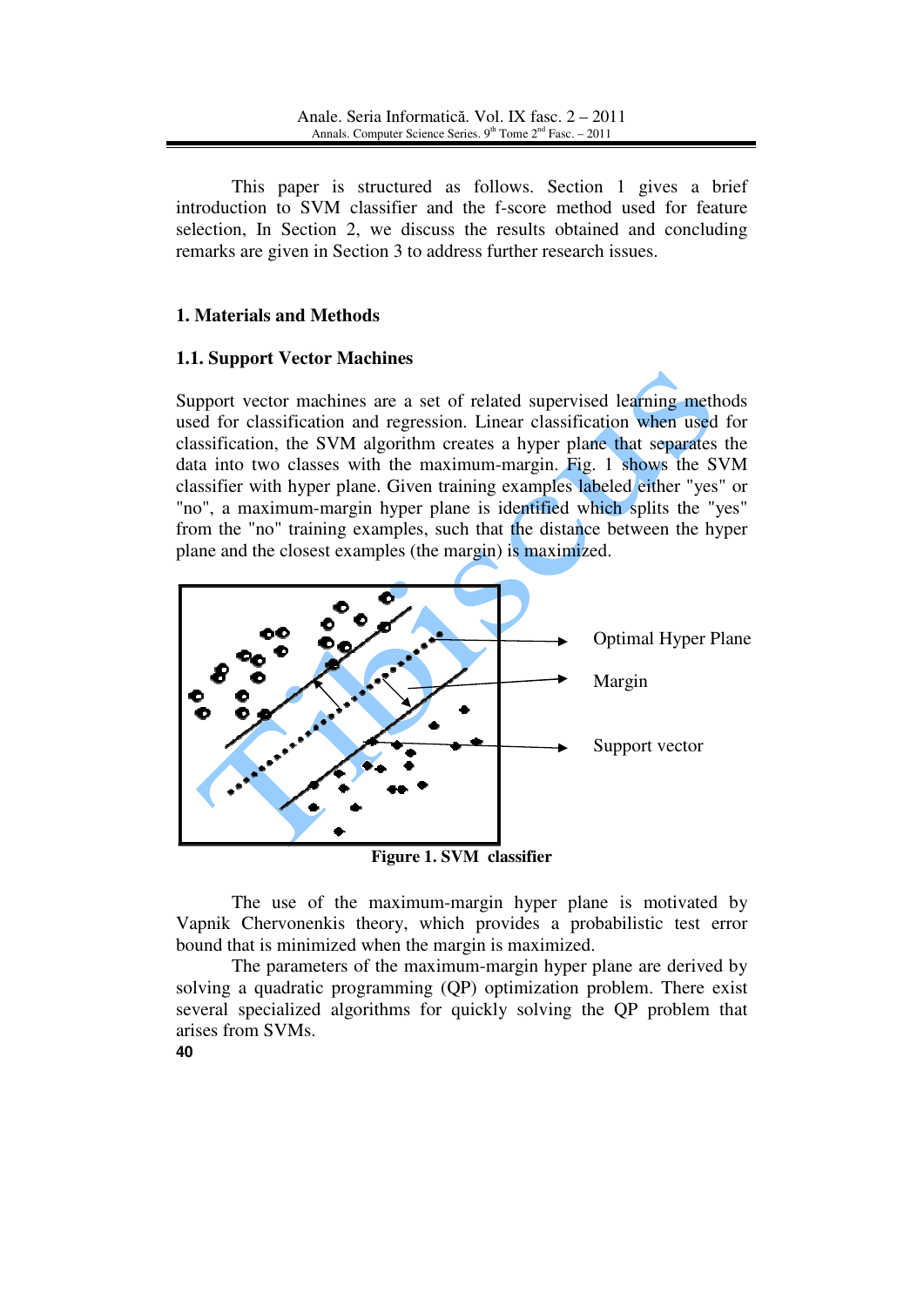This paper is structured as follows. Section 1 gives a brief introduction to SVM classifier and the f-score method used for feature selection, In Section 2, we discuss the results obtained and concluding remarks are given in Section 3 to address further research issues.

## 1. Materials and Methods

### 1.1. Support Vector Machines

Support vector machines are a set of related supervised learning methods used for classification and regression. Linear classification when used for classification, the SVM algorithm creates a hyper plane that separates the data into two classes with the maximum-margin. Fig. 1 shows the SVM classifier with hyper plane. Given training examples labeled either "yes" or "no", a maximum-margin hyper plane is identified which splits the "yes" from the "no" training examples, such that the distance between the hyper plane and the closest examples (the margin) is maximized.

Optimal Hyper Plane

Margin

Support vector

**Figure 1. SVM classifier**

The use of the maximum-margin hyper plane is motivated by Vapnik Chervonenkis theory, which provides a probabilistic test error bound that is minimized when the margin is maximized.

The parameters of the maximum-margin hyper plane are derived by solving a quadratic programming (QP) optimization problem. There exist several specialized algorithms for quickly solving the QP problem that arises from SVMs.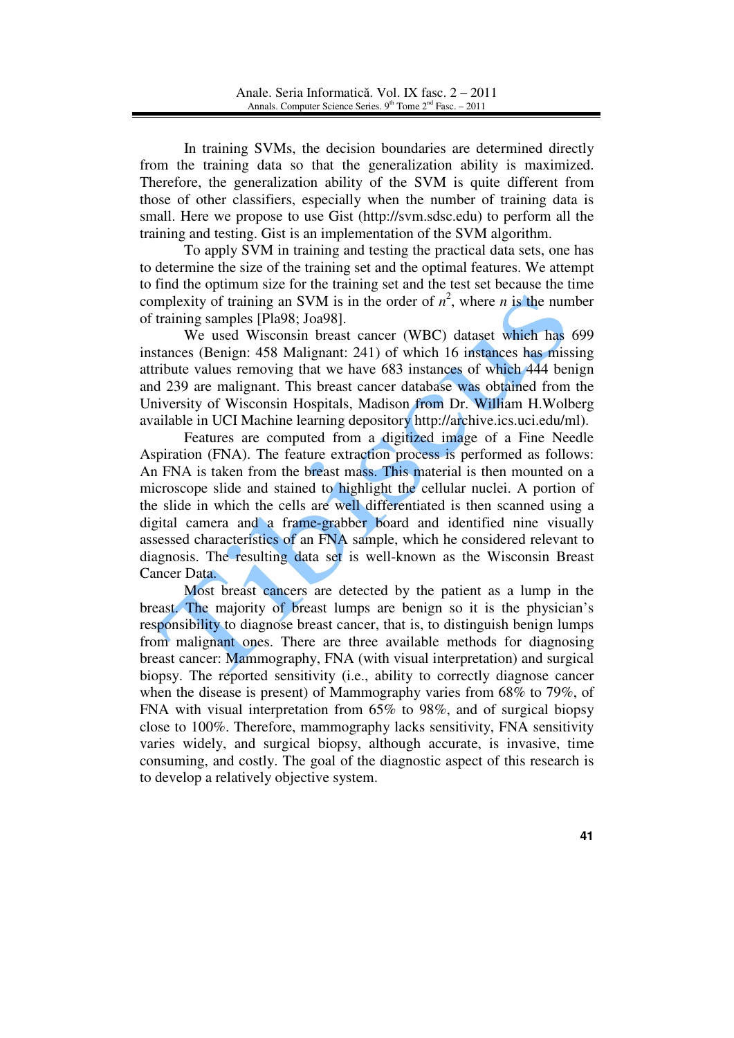In training SVMs, the decision boundaries are determined directly from the training data so that the generalization ability is maximized. Therefore, the generalization ability of the SVM is quite different from those of other classifiers, especially when the number of training data is small. Here we propose to use Gist (http://svm.sdsc.edu) to perform all the training and testing. Gist is an implementation of the SVM algorithm.

To apply SVM in training and testing the practical data sets, one has to determine the size of the training set and the optimal features. We attempt to find the optimum size for the training set and the test set because the time complexity of training an SVM is in the order of $n^2$, where $n$ is the number of training samples [Pla98; Joa98].

We used Wisconsin breast cancer (WBC) dataset which has 699 instances (Benign: 458 Malignant: 241) of which 16 instances has missing attribute values removing that we have 683 instances of which 444 benign and 239 are malignant. This breast cancer database was obtained from the University of Wisconsin Hospitals, Madison from Dr. William H.Wolberg available in UCI Machine learning depository http://archive.ics.uci.edu/ml).

Features are computed from a digitized image of a Fine Needle Aspiration (FNA). The feature extraction process is performed as follows: An FNA is taken from the breast mass. This material is then mounted on a microscope slide and stained to highlight the cellular nuclei. A portion of the slide in which the cells are well differentiated is then scanned using a digital camera and a frame-grabber board and identified nine visually assessed characteristics of an FNA sample, which he considered relevant to diagnosis. The resulting data set is well-known as the Wisconsin Breast Cancer Data.

Most breast cancers are detected by the patient as a lump in the breast. The majority of breast lumps are benign so it is the physician's responsibility to diagnose breast cancer, that is, to distinguish benign lumps from malignant ones. There are three available methods for diagnosing breast cancer: Mammography, FNA (with visual interpretation) and surgical biopsy. The reported sensitivity (i.e., ability to correctly diagnose cancer when the disease is present) of Mammography varies from 68% to 79%, of FNA with visual interpretation from 65% to 98%, and of surgical biopsy close to 100%. Therefore, mammography lacks sensitivity, FNA sensitivity varies widely, and surgical biopsy, although accurate, is invasive, time consuming, and costly. The goal of the diagnostic aspect of this research is to develop a relatively objective system.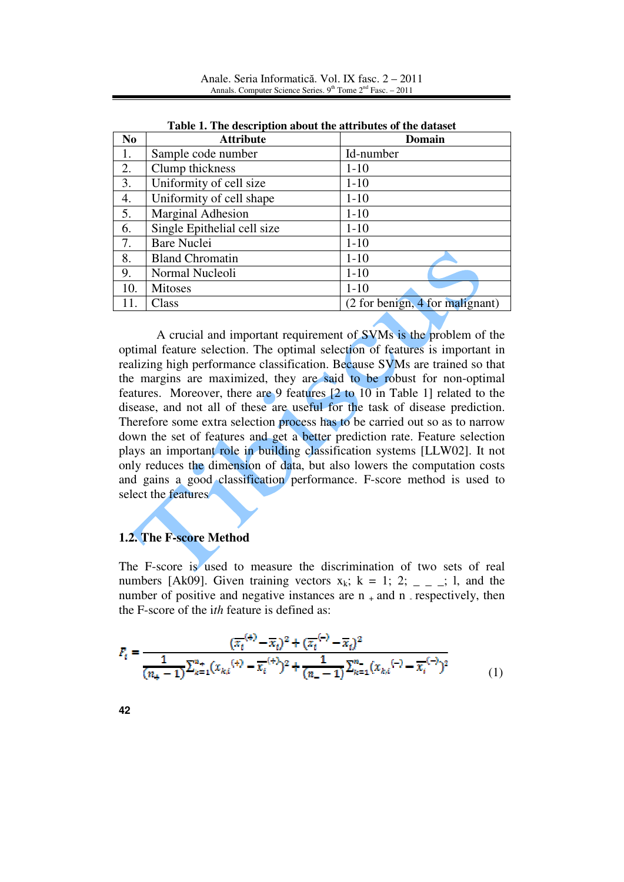**Table 1. The description about the attributes of the dataset**

| No | Attribute | Domain |
|---|---|---|
| 1. | Sample code number | Id-number |
| 2. | Clump thickness | 1-10 |
| 3. | Uniformity of cell size | 1-10 |
| 4. | Uniformity of cell shape | 1-10 |
| 5. | Marginal Adhesion | 1-10 |
| 6. | Single Epithelial cell size | 1-10 |
| 7. | Bare Nuclei | 1-10 |
| 8. | Bland Chromatin | 1-10 |
| 9. | Normal Nucleoli | 1-10 |
| 10. | Mitoses | 1-10 |
| 11. | Class | (2 for benign, 4 for malignant) |

A crucial and important requirement of SVMs is the problem of the optimal feature selection. The optimal selection of features is important in realizing high performance classification. Because SVMs are trained so that the margins are maximized, they are said to be robust for non-optimal features. Moreover, there are 9 features [2 to 10 in Table 1] related to the disease, and not all of these are useful for the task of disease prediction. Therefore some extra selection process has to be carried out so as to narrow down the set of features and get a better prediction rate. Feature selection plays an important role in building classification systems [LLW02]. It not only reduces the dimension of data, but also lowers the computation costs and gains a good classification performance. F-score method is used to select the features.

### 1.2. The F-score Method

The F-score is used to measure the discrimination of two sets of real numbers [Ak09]. Given training vectors $x_k$; k = 1; 2; _ _ _; l, and the number of positive and negative instances are $n_+$ and $n_-$ respectively, then the F-score of the *i*th feature is defined as:

$$F_i = \frac{(\bar{x}_i^{(+)} - \bar{x}_i)^2 + (\bar{x}_i^{(-)} - \bar{x}_i)^2}{\frac{1}{(n_+ - 1)}\sum_{k=1}^{n_+}(x_{k,i}^{(+)} - \bar{x}_i^{(+)})^2 + \frac{1}{(n_- - 1)}\sum_{k=1}^{n_-}(x_{k,i}^{(-)} - \bar{x}_i^{(-)})^2} \tag{1}$$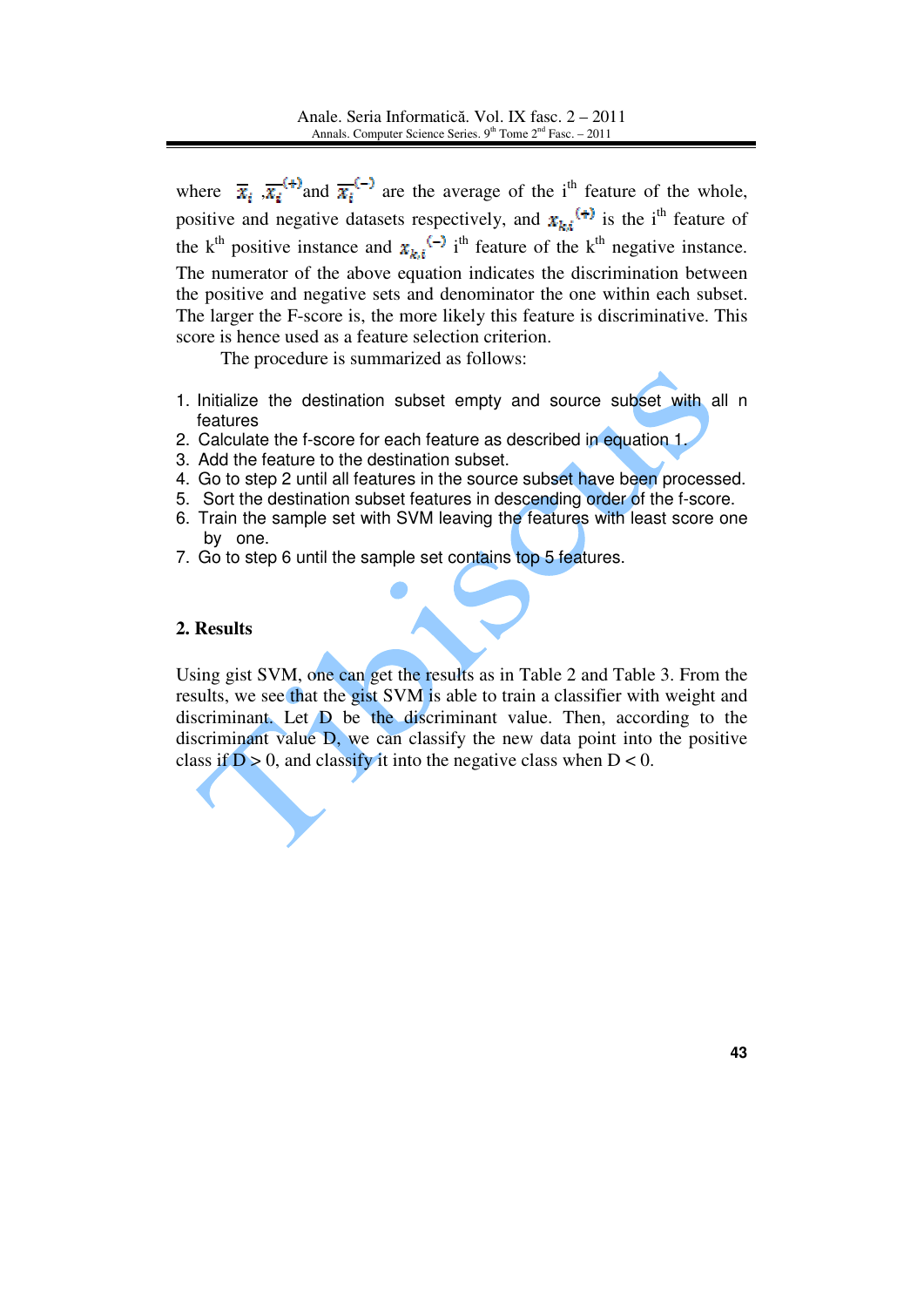where $\bar{x}_i$, $\overline{x_i}^{(+)}$ and $\overline{x_i}^{(-)}$ are the average of the $i^{th}$ feature of the whole, positive and negative datasets respectively, and $x_{k,i}^{(+)}$ is the $i^{th}$ feature of the $k^{th}$ positive instance and $x_{k,i}^{(-)}$ $i^{th}$ feature of the $k^{th}$ negative instance. The numerator of the above equation indicates the discrimination between the positive and negative sets and denominator the one within each subset. The larger the F-score is, the more likely this feature is discriminative. This score is hence used as a feature selection criterion.

The procedure is summarized as follows:

1. Initialize the destination subset empty and source subset with all n features
2. Calculate the f-score for each feature as described in equation 1.
3. Add the feature to the destination subset.
4. Go to step 2 until all features in the source subset have been processed.
5. Sort the destination subset features in descending order of the f-score.
6. Train the sample set with SVM leaving the features with least score one by one.
7. Go to step 6 until the sample set contains top 5 features.

## 2. Results

Using gist SVM, one can get the results as in Table 2 and Table 3. From the results, we see that the gist SVM is able to train a classifier with weight and discriminant. Let D be the discriminant value. Then, according to the discriminant value D, we can classify the new data point into the positive class if D > 0, and classify it into the negative class when D < 0.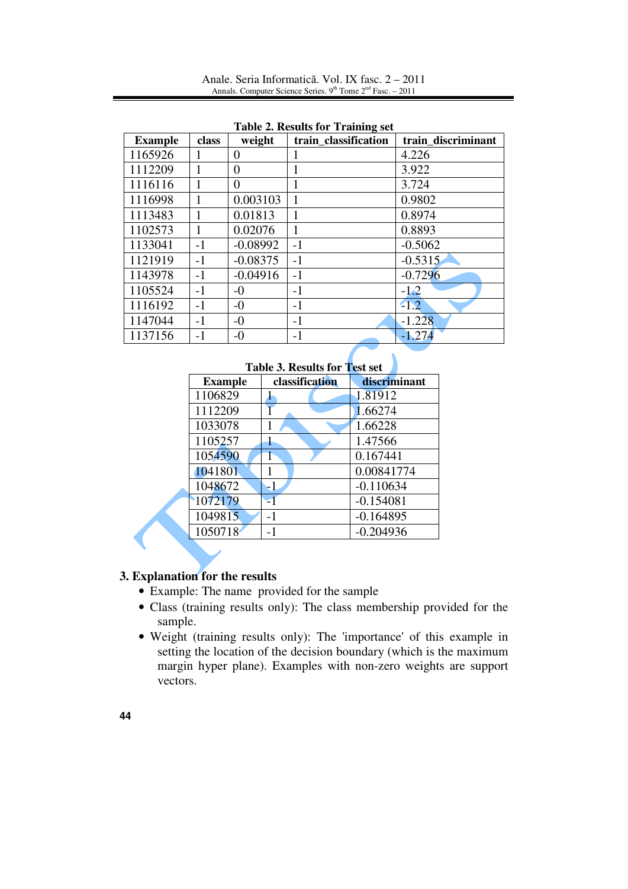**Table 2. Results for Training set**

| Example | class | weight | train_classification | train_discriminant |
|---|---|---|---|---|
| 1165926 | 1 | 0 | 1 | 4.226 |
| 1112209 | 1 | 0 | 1 | 3.922 |
| 1116116 | 1 | 0 | 1 | 3.724 |
| 1116998 | 1 | 0.003103 | 1 | 0.9802 |
| 1113483 | 1 | 0.01813 | 1 | 0.8974 |
| 1102573 | 1 | 0.02076 | 1 | 0.8893 |
| 1133041 | -1 | -0.08992 | -1 | -0.5062 |
| 1121919 | -1 | -0.08375 | -1 | -0.5315 |
| 1143978 | -1 | -0.04916 | -1 | -0.7296 |
| 1105524 | -1 | -0 | -1 | -1.2 |
| 1116192 | -1 | -0 | -1 | -1.2 |
| 1147044 | -1 | -0 | -1 | -1.228 |
| 1137156 | -1 | -0 | -1 | -1.274 |

**Table 3. Results for Test set**

| Example | classification | discriminant |
|---|---|---|
| 1106829 | 1 | 1.81912 |
| 1112209 | 1 | 1.66274 |
| 1033078 | 1 | 1.66228 |
| 1105257 | 1 | 1.47566 |
| 1054590 | 1 | 0.167441 |
| 1041801 | 1 | 0.00841774 |
| 1048672 | -1 | -0.110634 |
| 1072179 | -1 | -0.154081 |
| 1049815 | -1 | -0.164895 |
| 1050718 | -1 | -0.204936 |

## 3. Explanation for the results

- Example: The name provided for the sample
- Class (training results only): The class membership provided for the sample.
- Weight (training results only): The 'importance' of this example in setting the location of the decision boundary (which is the maximum margin hyper plane). Examples with non-zero weights are support vectors.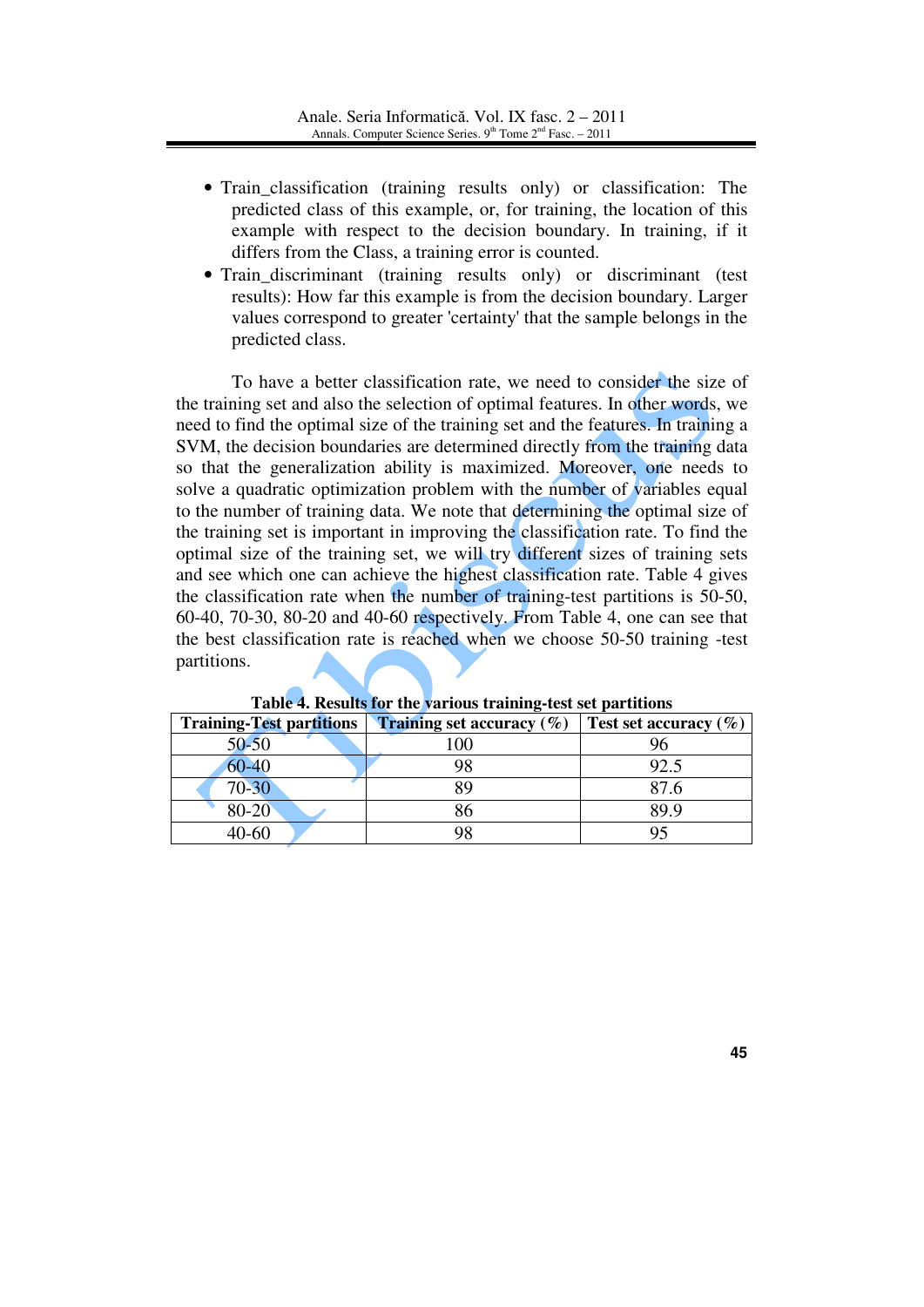- Train_classification (training results only) or classification: The predicted class of this example, or, for training, the location of this example with respect to the decision boundary. In training, if it differs from the Class, a training error is counted.
- Train_discriminant (training results only) or discriminant (test results): How far this example is from the decision boundary. Larger values correspond to greater 'certainty' that the sample belongs in the predicted class.

To have a better classification rate, we need to consider the size of the training set and also the selection of optimal features. In other words, we need to find the optimal size of the training set and the features. In training a SVM, the decision boundaries are determined directly from the training data so that the generalization ability is maximized. Moreover, one needs to solve a quadratic optimization problem with the number of variables equal to the number of training data. We note that determining the optimal size of the training set is important in improving the classification rate. To find the optimal size of the training set, we will try different sizes of training sets and see which one can achieve the highest classification rate. Table 4 gives the classification rate when the number of training-test partitions is 50-50, 60-40, 70-30, 80-20 and 40-60 respectively. From Table 4, one can see that the best classification rate is reached when we choose 50-50 training -test partitions.

**Table 4. Results for the various training-test set partitions**

| Training-Test partitions | Training set accuracy (%) | Test set accuracy (%) |
|---|---|---|
| 50-50 | 100 | 96 |
| 60-40 | 98 | 92.5 |
| 70-30 | 89 | 87.6 |
| 80-20 | 86 | 89.9 |
| 40-60 | 98 | 95 |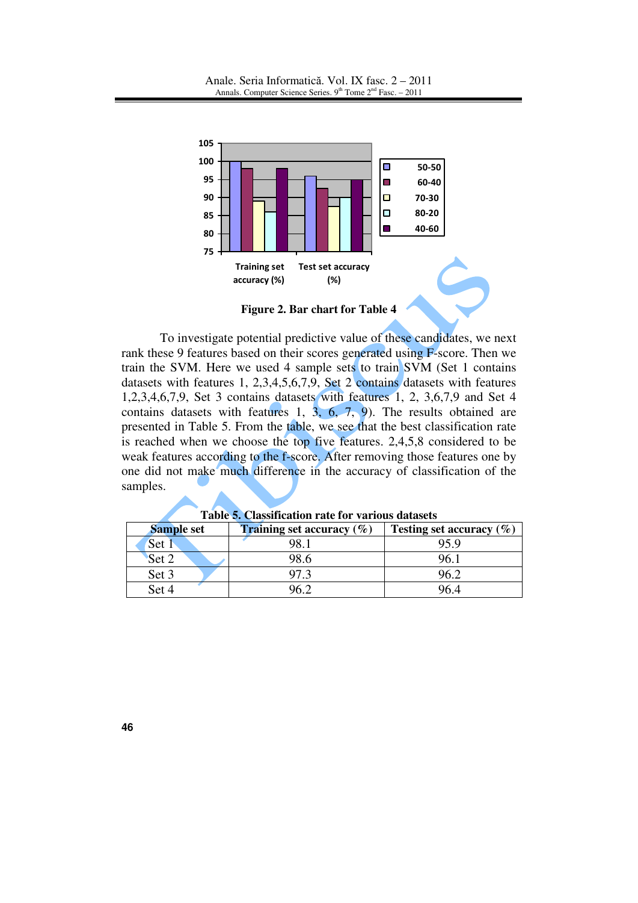Figure 2. Bar chart for Table 4

To investigate potential predictive value of these candidates, we next rank these 9 features based on their scores generated using F-score. Then we train the SVM. Here we used 4 sample sets to train SVM (Set 1 contains datasets with features 1, 2,3,4,5,6,7,9, Set 2 contains datasets with features 1,2,3,4,6,7,9, Set 3 contains datasets with features 1, 2, 3,6,7,9 and Set 4 contains datasets with features 1, 3, 6, 7, 9). The results obtained are presented in Table 5. From the table, we see that the best classification rate is reached when we choose the top five features. 2,4,5,8 considered to be weak features according to the f-score. After removing those features one by one did not make much difference in the accuracy of classification of the samples.

**Table 5. Classification rate for various datasets**

| Sample set | Training set accuracy (%) | Testing set accuracy (%) |
|---|---|---|
| Set 1 | 98.1 | 95.9 |
| Set 2 | 98.6 | 96.1 |
| Set 3 | 97.3 | 96.2 |
| Set 4 | 96.2 | 96.4 |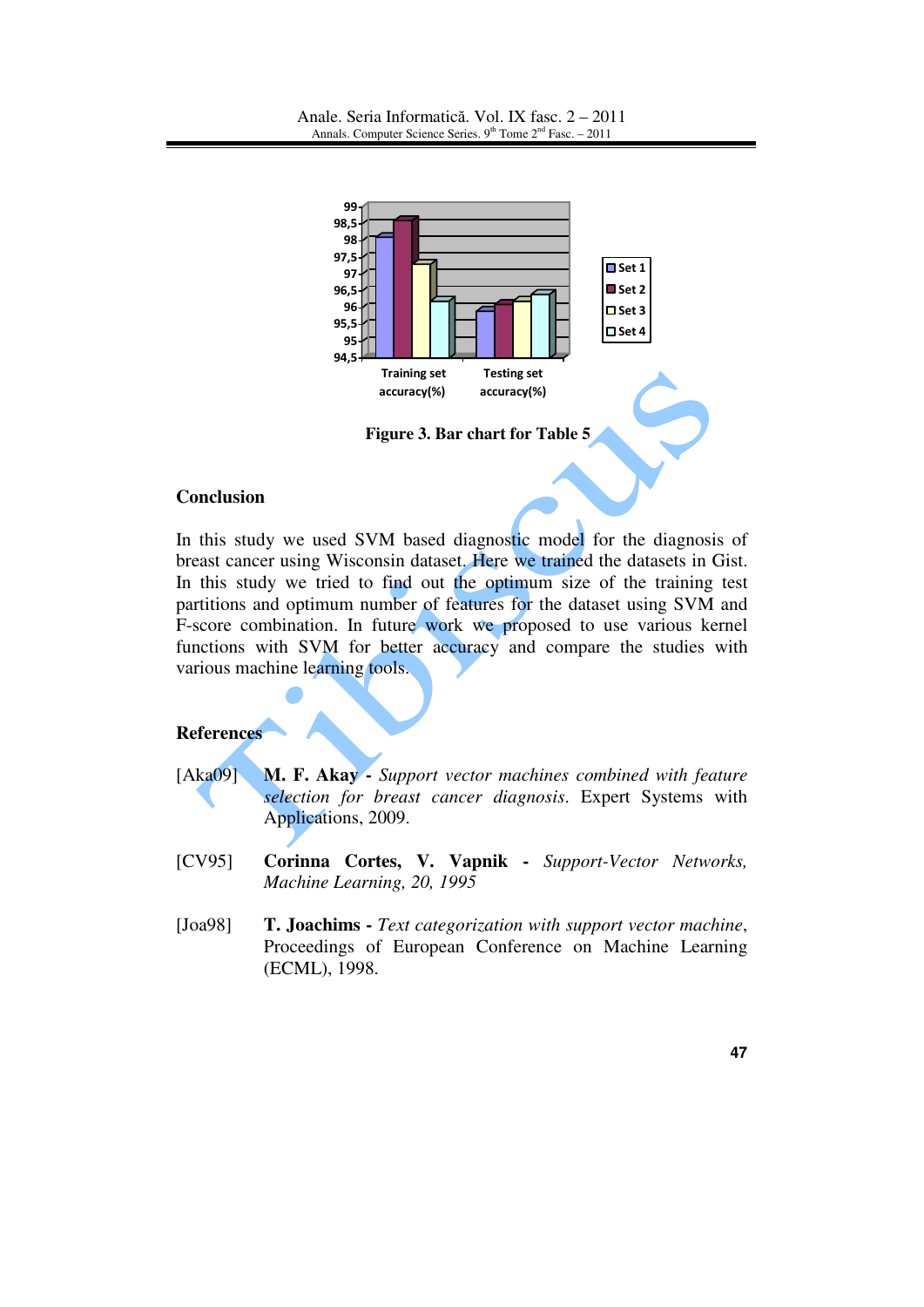Figure 3. Bar chart for Table 5

## Conclusion

In this study we used SVM based diagnostic model for the diagnosis of breast cancer using Wisconsin dataset. Here we trained the datasets in Gist. In this study we tried to find out the optimum size of the training test partitions and optimum number of features for the dataset using SVM and F-score combination. In future work we proposed to use various kernel functions with SVM for better accuracy and compare the studies with various machine learning tools.

## References

[Aka09] **M. F. Akay -** *Support vector machines combined with feature selection for breast cancer diagnosis*. Expert Systems with Applications, 2009.

[CV95] **Corinna Cortes, V. Vapnik -** *Support-Vector Networks, Machine Learning, 20, 1995*

[Joa98] **T. Joachims -** *Text categorization with support vector machine*, Proceedings of European Conference on Machine Learning (ECML), 1998.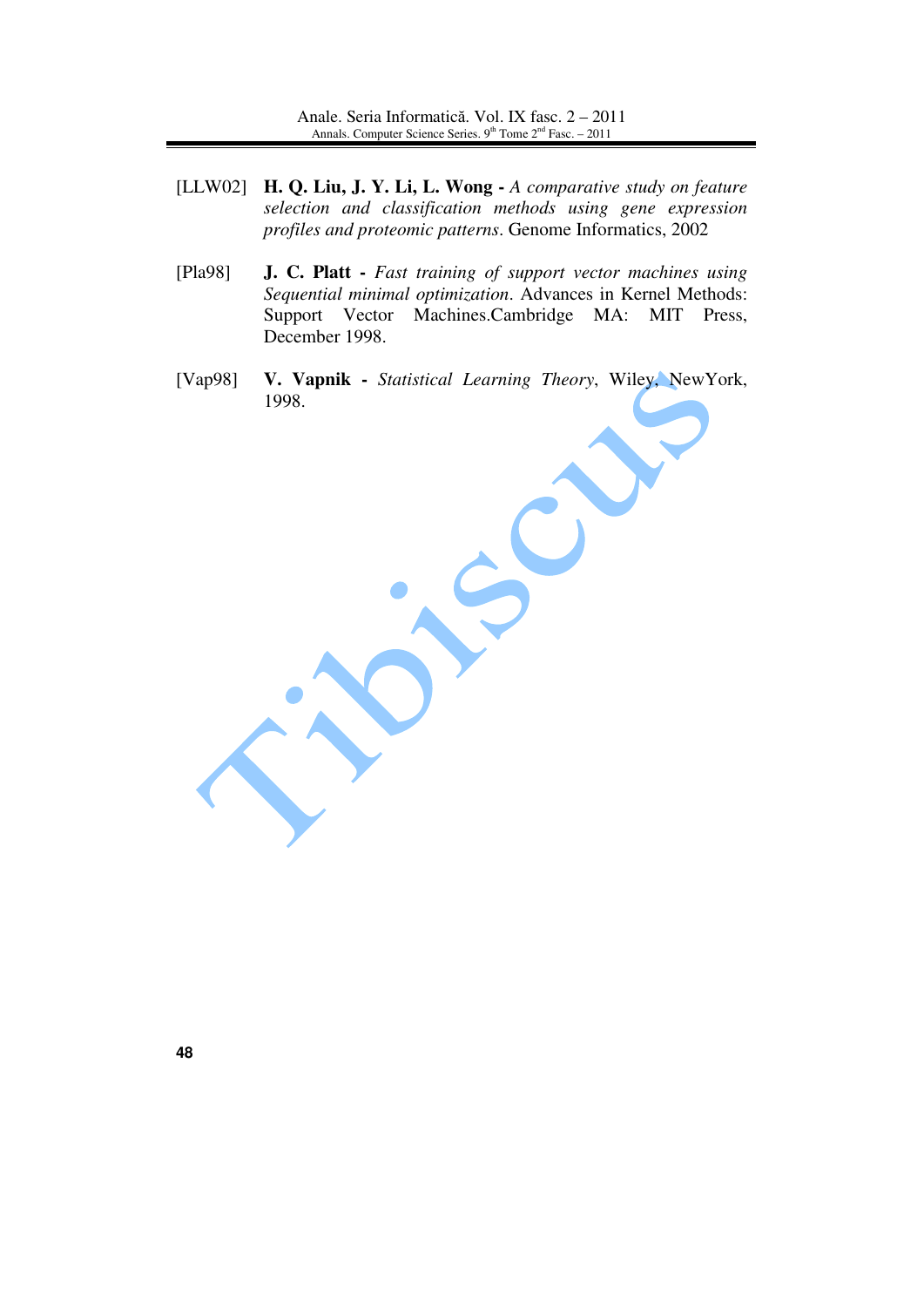[LLW02] **H. Q. Liu, J. Y. Li, L. Wong -** *A comparative study on feature selection and classification methods using gene expression profiles and proteomic patterns*. Genome Informatics, 2002

[Pla98] **J. C. Platt -** *Fast training of support vector machines using Sequential minimal optimization*. Advances in Kernel Methods: Support Vector Machines.Cambridge MA: MIT Press, December 1998.

[Vap98] **V. Vapnik -** *Statistical Learning Theory*, Wiley, NewYork, 1998.